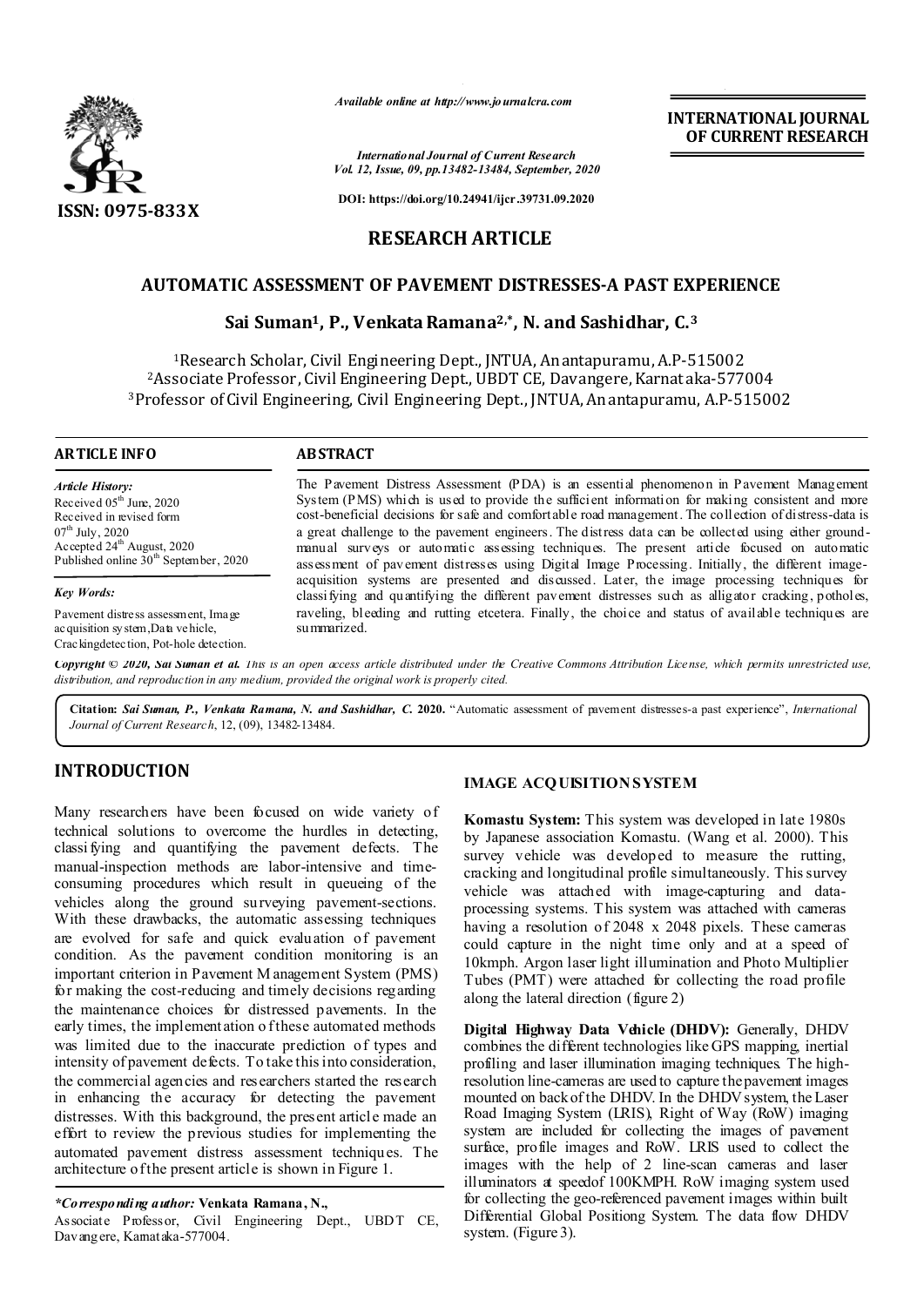*Available online at http://www.journalcra.com*

*International Journal of Current Research*
*Vol. 12, Issue, 09, pp.13482-13484, September, 2020*

**DOI: https://doi.org/10.24941/ijcr.39731.09.2020**

**INTERNATIONAL JOURNAL OF CURRENT RESEARCH**

**ISSN: 0975-833X**

## RESEARCH ARTICLE

# AUTOMATIC ASSESSMENT OF PAVEMENT DISTRESSES-A PAST EXPERIENCE

**Sai Suman[1], P., Venkata Ramana[2,*], N. and Sashidhar, C.[3]**

[1]Research Scholar, Civil Engineering Dept., JNTUA, Anantapuramu, A.P-515002
[2]Associate Professor, Civil Engineering Dept., UBDT CE, Davangere, Karnataka-577004
[3]Professor of Civil Engineering, Civil Engineering Dept., JNTUA, Anantapuramu, A.P-515002

### ARTICLE INFO

*Article History:*
Received 05th June, 2020
Received in revised form
07th July, 2020
Accepted 24th August, 2020
Published online 30th September, 2020

*Key Words:*
Pavement distress assessment, Image acquisition system,Data vehicle, Crackingdetection, Pot-hole detection.

### ABSTRACT

The Pavement Distress Assessment (PDA) is an essential phenomenon in Pavement Management System (PMS) which is used to provide the sufficient information for making consistent and more cost-beneficial decisions for safe and comfortable road management. The collection of distress-data is a great challenge to the pavement engineers. The distress data can be collected using either ground-manual surveys or automatic assessing techniques. The present article focused on automatic assessment of pavement distresses using Digital Image Processing. Initially, the different image-acquisition systems are presented and discussed. Later, the image processing techniques for classifying and quantifying the different pavement distresses such as alligator cracking, potholes, raveling, bleeding and rutting etcetera. Finally, the choice and status of available techniques are summarized.

***Copyright © 2020, Sai Suman et al.*** *This is an open access article distributed under the Creative Commons Attribution License, which permits unrestricted use, distribution, and reproduction in any medium, provided the original work is properly cited.*

**Citation:** ***Sai Suman, P., Venkata Ramana, N. and Sashidhar, C.*** **2020.** "Automatic assessment of pavement distresses-a past experience", *International Journal of Current Research*, 12, (09), 13482-13484.

## INTRODUCTION

Many researchers have been focused on wide variety of technical solutions to overcome the hurdles in detecting, classifying and quantifying the pavement defects. The manual-inspection methods are labor-intensive and time-consuming procedures which result in queueing of the vehicles along the ground surveying pavement-sections. With these drawbacks, the automatic assessing techniques are evolved for safe and quick evaluation of pavement condition. As the pavement condition monitoring is an important criterion in Pavement Management System (PMS) for making the cost-reducing and timely decisions regarding the maintenance choices for distressed pavements. In the early times, the implementation of these automated methods was limited due to the inaccurate prediction of types and intensity of pavement defects. To take this into consideration, the commercial agencies and researchers started the research in enhancing the accuracy for detecting the pavement distresses. With this background, the present article made an effort to review the previous studies for implementing the automated pavement distress assessment techniques. The architecture of the present article is shown in Figure 1.

***Corresponding author:** **Venkata Ramana, N.,**
Associate Professor, Civil Engineering Dept., UBDT CE, Davangere, Karnataka-577004.

## IMAGE ACQUISITION SYSTEM

**Komastu System:** This system was developed in late 1980s by Japanese association Komastu. (Wang et al. 2000). This survey vehicle was developed to measure the rutting, cracking and longitudinal profile simultaneously. This survey vehicle was attached with image-capturing and data-processing systems. This system was attached with cameras having a resolution of 2048 x 2048 pixels. These cameras could capture in the night time only and at a speed of 10kmph. Argon laser light illumination and Photo Multiplier Tubes (PMT) were attached for collecting the road profile along the lateral direction (figure 2)

**Digital Highway Data Vehicle (DHDV):** Generally, DHDV combines the different technologies like GPS mapping, inertial profiling and laser illumination imaging techniques. The high-resolution line-cameras are used to capture the pavement images mounted on back of the DHDV. In the DHDV system, the Laser Road Imaging System (LRIS), Right of Way (RoW) imaging system are included for collecting the images of pavement surface, profile images and RoW. LRIS used to collect the images with the help of 2 line-scan cameras and laser illuminators at speedof 100KMPH. RoW imaging system used for collecting the geo-referenced pavement images within built Differential Global Positiong System. The data flow DHDV system. (Figure 3).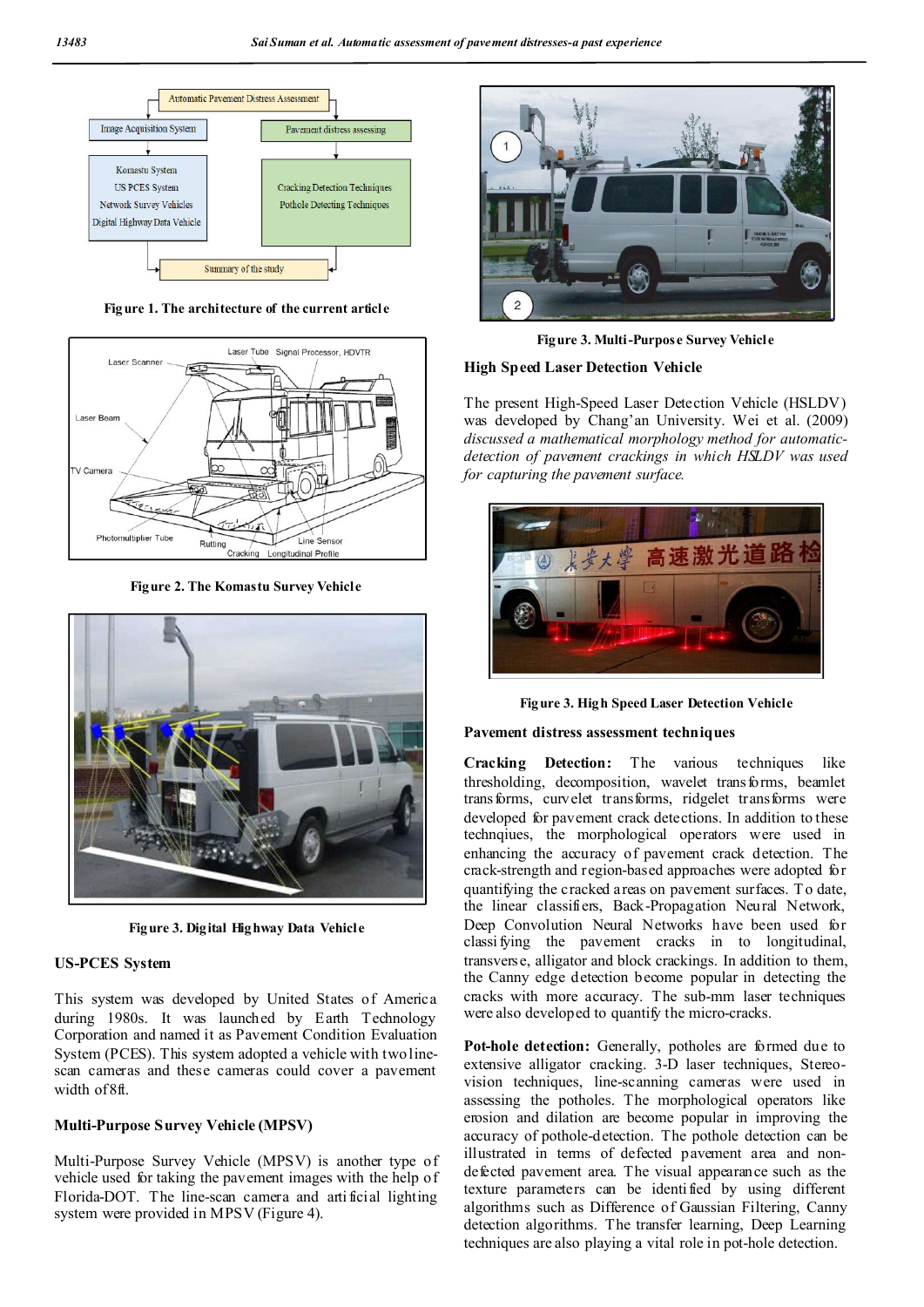Automatic Pavement Distress Assessment

Image Acquisition System

Pavement distress assessing

Komastu System
US PCES System
Network Survey Vehicles
Digital Highway Data Vehicle

Cracking Detection Techniques
Pothole Detecting Techniques

Summary of the study

**Figure 1. The architecture of the current article**

Laser Scanner, Laser Tube, Signal Processor, HDVTR, Laser Beam, TV Camera, Photomultiplier Tube, Rutting, Cracking, Line Sensor, Longitudinal Profile

**Figure 2. The Komastu Survey Vehicle**

**Figure 3. Digital Highway Data Vehicle**

### US-PCES System

This system was developed by United States of America during 1980s. It was launched by Earth Technology Corporation and named it as Pavement Condition Evaluation System (PCES). This system adopted a vehicle with two line-scan cameras and these cameras could cover a pavement width of 8ft.

### Multi-Purpose Survey Vehicle (MPSV)

Multi-Purpose Survey Vehicle (MPSV) is another type of vehicle used for taking the pavement images with the help of Florida-DOT. The line-scan camera and artificial lighting system were provided in MPSV (Figure 4).

**Figure 3. Multi-Purpose Survey Vehicle**

### High Speed Laser Detection Vehicle

The present High-Speed Laser Detection Vehicle (HSLDV) was developed by Chang'an University. Wei et al. (2009) *discussed a mathematical morphology method for automatic-detection of pavement crackings in which HSLDV was used for capturing the pavement surface.*

**Figure 3. High Speed Laser Detection Vehicle**

### Pavement distress assessment techniques

**Cracking Detection:** The various techniques like thresholding, decomposition, wavelet transforms, beamlet transforms, curvelet transforms, ridgelet transforms were developed for pavement crack detections. In addition to these technqiues, the morphological operators were used in enhancing the accuracy of pavement crack detection. The crack-strength and region-based approaches were adopted for quantifying the cracked areas on pavement surfaces. To date, the linear classifiers, Back-Propagation Neural Network, Deep Convolution Neural Networks have been used for classifying the pavement cracks in to longitudinal, transverse, alligator and block crackings. In addition to them, the Canny edge detection become popular in detecting the cracks with more accuracy. The sub-mm laser techniques were also developed to quantify the micro-cracks.

**Pot-hole detection:** Generally, potholes are formed due to extensive alligator cracking. 3-D laser techniques, Stereo-vision techniques, line-scanning cameras were used in assessing the potholes. The morphological operators like erosion and dilation are become popular in improving the accuracy of pothole-detection. The pothole detection can be illustrated in terms of defected pavement area and non-defected pavement area. The visual appearance such as the texture parameters can be identified by using different algorithms such as Difference of Gaussian Filtering, Canny detection algorithms. The transfer learning, Deep Learning techniques are also playing a vital role in pot-hole detection.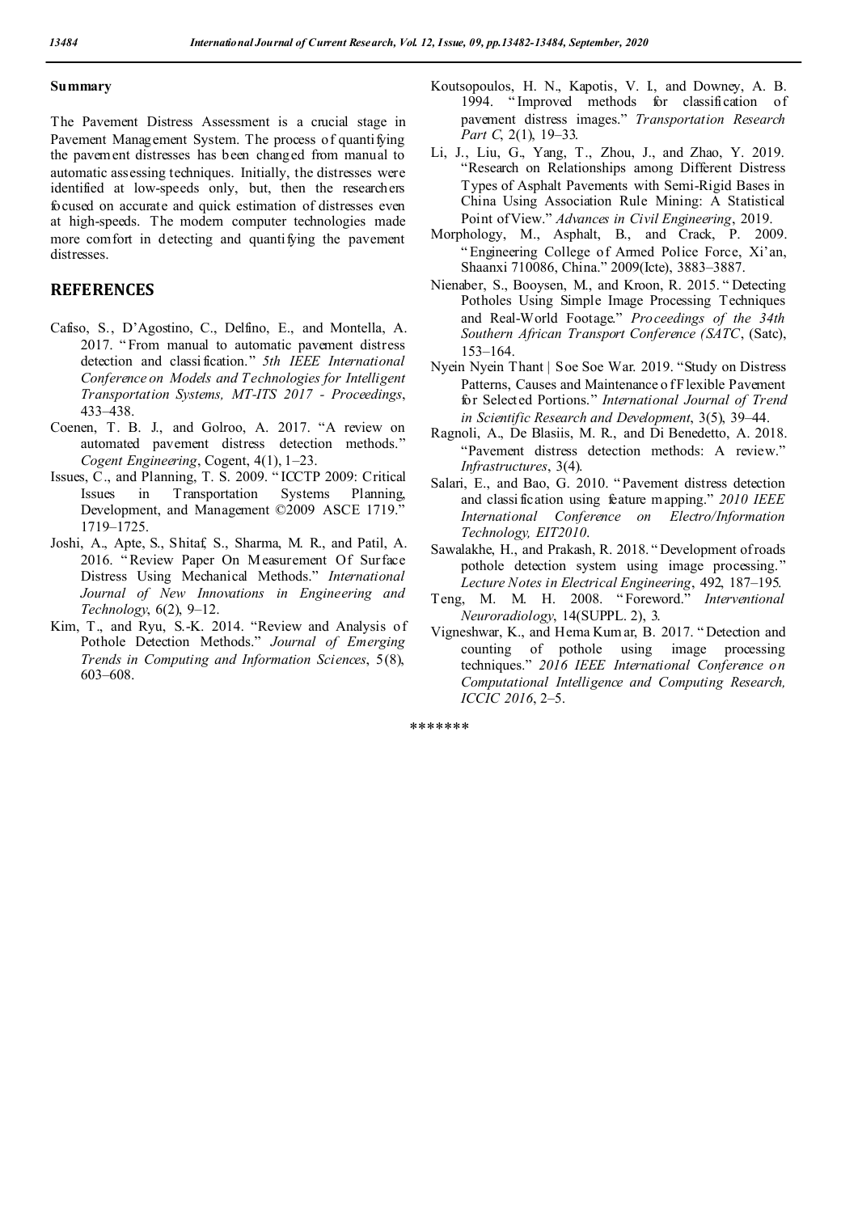## Summary

The Pavement Distress Assessment is a crucial stage in Pavement Management System. The process of quantifying the pavement distresses has been changed from manual to automatic assessing techniques. Initially, the distresses were identified at low-speeds only, but, then the researchers focused on accurate and quick estimation of distresses even at high-speeds. The modern computer technologies made more comfort in detecting and quantifying the pavement distresses.

## REFERENCES

Cafiso, S., D'Agostino, C., Delfino, E., and Montella, A. 2017. "From manual to automatic pavement distress detection and classification." *5th IEEE International Conference on Models and Technologies for Intelligent Transportation Systems, MT-ITS 2017 - Proceedings*, 433–438.

Coenen, T. B. J., and Golroo, A. 2017. "A review on automated pavement distress detection methods." *Cogent Engineering*, Cogent, 4(1), 1–23.

Issues, C., and Planning, T. S. 2009. "ICCTP 2009: Critical Issues in Transportation Systems Planning, Development, and Management ©2009 ASCE 1719." 1719–1725.

Joshi, A., Apte, S., Shitaf, S., Sharma, M. R., and Patil, A. 2016. "Review Paper On Measurement Of Surface Distress Using Mechanical Methods." *International Journal of New Innovations in Engineering and Technology*, 6(2), 9–12.

Kim, T., and Ryu, S.-K. 2014. "Review and Analysis of Pothole Detection Methods." *Journal of Emerging Trends in Computing and Information Sciences*, 5(8), 603–608.

Koutsopoulos, H. N., Kapotis, V. I., and Downey, A. B. 1994. "Improved methods for classification of pavement distress images." *Transportation Research Part C*, 2(1), 19–33.

Li, J., Liu, G., Yang, T., Zhou, J., and Zhao, Y. 2019. "Research on Relationships among Different Distress Types of Asphalt Pavements with Semi-Rigid Bases in China Using Association Rule Mining: A Statistical Point of View." *Advances in Civil Engineering*, 2019.

Morphology, M., Asphalt, B., and Crack, P. 2009. "Engineering College of Armed Police Force, Xi'an, Shaanxi 710086, China." 2009(Icte), 3883–3887.

Nienaber, S., Booysen, M., and Kroon, R. 2015. "Detecting Potholes Using Simple Image Processing Techniques and Real-World Footage." *Proceedings of the 34th Southern African Transport Conference (SATC)*, (Satc), 153–164.

Nyein Nyein Thant | Soe Soe War. 2019. "Study on Distress Patterns, Causes and Maintenance of Flexible Pavement for Selected Portions." *International Journal of Trend in Scientific Research and Development*, 3(5), 39–44.

Ragnoli, A., De Blasiis, M. R., and Di Benedetto, A. 2018. "Pavement distress detection methods: A review." *Infrastructures*, 3(4).

Salari, E., and Bao, G. 2010. "Pavement distress detection and classification using feature mapping." *2010 IEEE International Conference on Electro/Information Technology, EIT2010*.

Sawalakhe, H., and Prakash, R. 2018. "Development of roads pothole detection system using image processing." *Lecture Notes in Electrical Engineering*, 492, 187–195.

Teng, M. M. H. 2008. "Foreword." *Interventional Neuroradiology*, 14(SUPPL. 2), 3.

Vigneshwar, K., and Hema Kumar, B. 2017. "Detection and counting of pothole using image processing techniques." *2016 IEEE International Conference on Computational Intelligence and Computing Research, ICCIC 2016*, 2–5.

*******